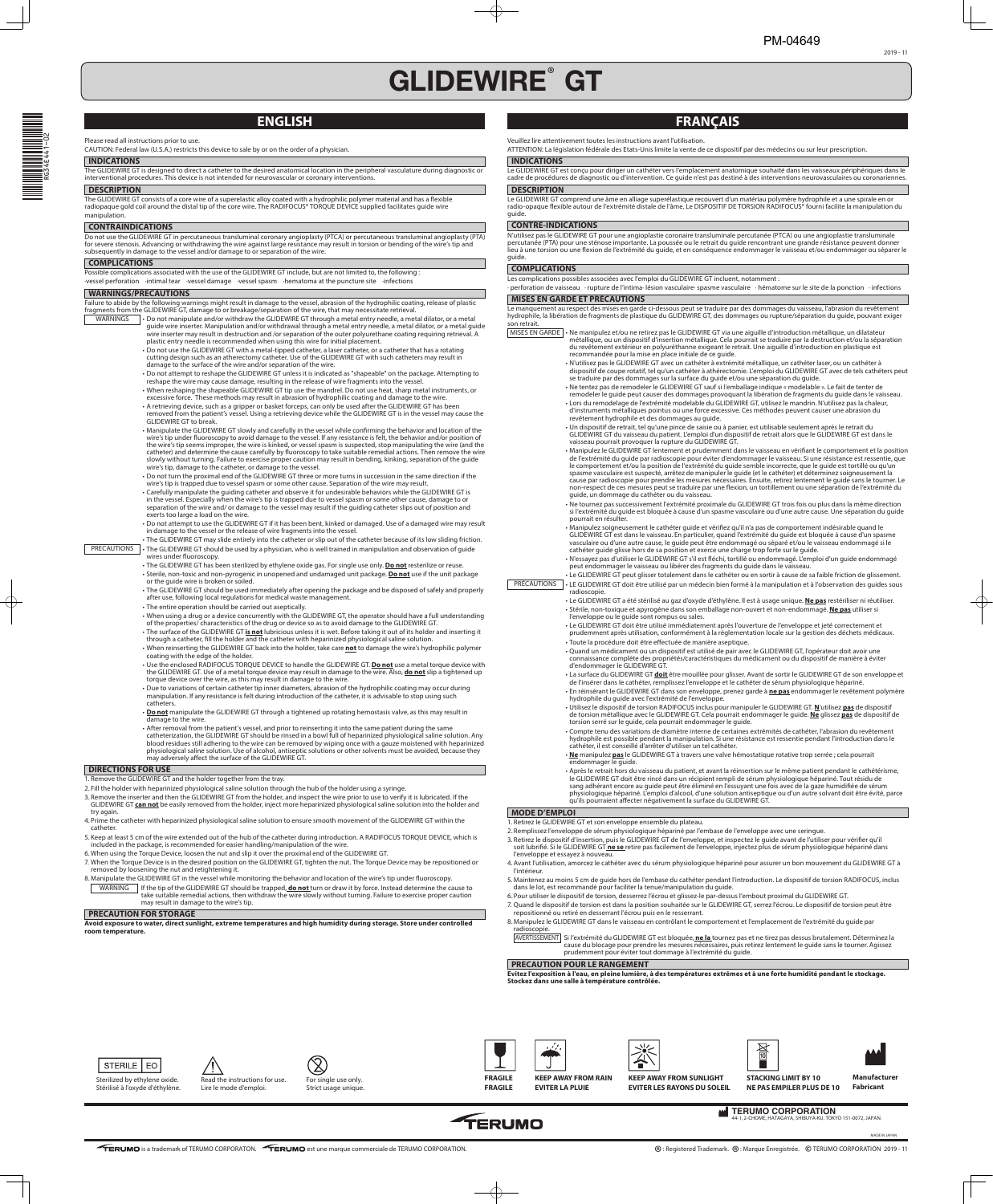PM-04649

2019 - 11

# GLIDEWIRE® GT

## ENGLISH

Please read all instructions prior to use.
CAUTION: Federal law (U.S.A.) restricts this device to sale by or on the order of a physician.

### INDICATIONS

The GLIDEWIRE GT is designed to direct a catheter to the desired anatomical location in the peripheral vasculature during diagnostic or interventional procedures. This device is not intended for neurovascular or coronary interventions.

### DESCRIPTION

The GLIDEWIRE GT consists of a core wire of a superelastic alloy coated with a hydrophilic polymer material and has a flexible radiopaque gold coil around the distal tip of the core wire. The RADIFOCUS® TORQUE DEVICE supplied facilitates guide wire manipulation.

### CONTRAINDICATIONS

Do not use the GLIDEWIRE GT in percutaneous transluminal coronary angioplasty (PTCA) or percutaneous transluminal angioplasty (PTA) for severe stenosis. Advancing or withdrawing the wire against large resistance may result in torsion or bending of the wire's tip and subsequently in damage to the vessel and/or damage to or separation of the wire.

### COMPLICATIONS

Possible complications associated with the use of the GLIDEWIRE GT include, but are not limited to, the following :
·vessel perforation ·intimal tear ·vessel damage ·vessel spasm ·hematoma at the puncture site ·infections

### WARNINGS/PRECAUTIONS

Failure to abide by the following warnings might result in damage to the vessel, abrasion of the hydrophilic coating, release of plastic fragments from the GLIDEWIRE GT, damage to or breakage/separation of the wire, that may necessitate retrieval.

**WARNINGS**

- Do not manipulate and/or withdraw the GLIDEWIRE GT through a metal entry needle, a metal dilator, or a metal guide wire inserter. Manipulation and/or withdrawal through a metal entry needle, a metal dilator, or a metal guide wire inserter may result in destruction and /or separation of the outer polyurethane coating requiring retrieval. A plastic entry needle is recommended when using this wire for initial placement.
- Do not use the GLIDEWIRE GT with a metal-tipped catheter, a laser catheter, or a catheter that has a rotating cutting design such as an atherectomy catheter. Use of the GLIDEWIRE GT with such catheters may result in damage to the surface of the wire and/or separation of the wire.
- Do not attempt to reshape the GLIDEWIRE GT unless it is indicated as "shapeable" on the package. Attempting to reshape the wire may cause damage, resulting in the release of wire fragments into the vessel.
- When reshaping the shapeable GLIDEWIRE GT tip use the mandrel. Do not use heat, sharp metal instruments, or excessive force. These methods may result in abrasion of hydrophilic coating and damage to the wire.
- A retrieving device, such as a gripper or basket forceps, can only be used after the GLIDEWIRE GT has been removed from the patient's vessel. Using a retrieving device while the GLIDEWIRE GT is in the vessel may cause the GLIDEWIRE GT to break.
- Manipulate the GLIDEWIRE GT slowly and carefully in the vessel while confirming the behavior and location of the wire's tip under fluoroscopy to avoid damage to the vessel. If any resistance is felt, the behavior and/or position of the wire's tip seems improper, the wire is kinked, or vessel spasm is suspected, stop manipulating the wire (and the catheter) and determine the cause carefully by fluoroscopy to take suitable remedial actions. Then remove the wire slowly without turning. Failure to exercise proper caution may result in bending, kinking, separation of the guide wire's tip, damage to the catheter, or damage to the vessel.
- Do not turn the proximal end of the GLIDEWIRE GT three or more turns in succession in the same direction if the wire's tip is trapped due to vessel spasm or some other cause. Separation of the wire may result.
- Carefully manipulate the guiding catheter and observe it for undesirable behaviors while the GLIDEWIRE GT is in the vessel. Especially when the wire's tip is trapped due to vessel spasm or some other cause, damage to or separation of the wire and/ or damage to the vessel may result if the guiding catheter slips out of position and exerts too large a load on the wire.
- Do not attempt to use the GLIDEWIRE GT if it has been bent, kinked or damaged. Use of a damaged wire may result in damage to the vessel or the release of wire fragments into the vessel.
- The GLIDEWIRE GT may slide entirely into the catheter or slip out of the catheter because of its low sliding friction.

**PRECAUTIONS**

- The GLIDEWIRE GT should be used by a physician, who is well trained in manipulation and observation of guide wires under fluoroscopy.
- The GLIDEWIRE GT has been sterilized by ethylene oxide gas. For single use only. **Do not** resterilize or reuse.
- Sterile, non-toxic and non-pyrogenic in unopened and undamaged unit package. **Do not** use if the unit package or the guide wire is broken or soiled.
- The GLIDEWIRE GT should be used immediately after opening the package and be disposed of safely and properly after use, following local regulations for medical waste management.
- The entire operation should be carried out aseptically.
- When using a drug or a device concurrently with the GLIDEWIRE GT, the operator should have a full understanding of the properties/ characteristics of the drug or device so as to avoid damage to the GLIDEWIRE GT.
- The surface of the GLIDEWIRE GT **is not** lubricious unless it is wet. Before taking it out of its holder and inserting it through a catheter, fill the holder and the catheter with heparinized physiological saline solution.
- When reinserting the GLIDEWIRE GT back into the holder, take care **not** to damage the wire's hydrophilic polymer coating with the edge of the holder.
- Use the enclosed RADIFOCUS TORQUE DEVICE to handle the GLIDEWIRE GT. **Do not** use a metal torque device with the GLIDEWIRE GT. Use of a metal torque device may result in damage to the wire. Also, **do not** slip a tightened up torque device over the wire, as this may result in damage to the wire.
- Due to variations of certain catheter tip inner diameters, abrasion of the hydrophilic coating may occur during manipulation. If any resistance is felt during introduction of the catheter, it is advisable to stop using such catheters.
- **Do not** manipulate the GLIDEWIRE GT through a tightened up rotating hemostasis valve, as this may result in damage to the wire.
- After removal from the patient's vessel, and prior to reinserting it into the same patient during the same catheterization, the GLIDEWIRE GT should be rinsed in a bowl full of heparinized physiological saline solution. Any blood residues still adhering to the wire can be removed by wiping once with a gauze moistened with heparinized physiological saline solution. Use of alcohol, antiseptic solutions or other solvents must be avoided, because they may adversely affect the surface of the GLIDEWIRE GT.

### DIRECTIONS FOR USE

1. Remove the GLIDEWIRE GT and the holder together from the tray.
2. Fill the holder with heparinized physiological saline solution through the hub of the holder using a syringe.
3. Remove the inserter and then the GLIDEWIRE GT from the holder, and inspect the wire prior to use to verify it is lubricated. If the GLIDEWIRE GT **can not** be easily removed from the holder, inject more heparinized physiological saline solution into the holder and try again.
4. Prime the catheter with heparinized physiological saline solution to ensure smooth movement of the GLIDEWIRE GT within the catheter.
5. Keep at least 5 cm of the wire extended out of the hub of the catheter during introduction. A RADIFOCUS TORQUE DEVICE, which is included in the package, is recommended for easier handling/manipulation of the wire.
6. When using the Torque Device, loosen the nut and slip it over the proximal end of the GLIDEWIRE GT.
7. When the Torque Device is in the desired position on the GLIDEWIRE GT, tighten the nut. The Torque Device may be repositioned or removed by loosening the nut and retightening it.
8. Manipulate the GLIDEWIRE GT in the vessel while monitoring the behavior and location of the wire's tip under fluoroscopy.

**WARNING** If the tip of the GLIDEWIRE GT should be trapped, **do not** turn or draw it by force. Instead determine the cause to take suitable remedial actions, then withdraw the wire slowly without turning. Failure to exercise proper caution may result in damage to the wire's tip.

### PRECAUTION FOR STORAGE

**Avoid exposure to water, direct sunlight, extreme temperatures and high humidity during storage. Store under controlled room temperature.**

## FRANÇAIS

Veuillez lire attentivement toutes les instructions avant l'utilisation.
ATTENTION: La législation fédérale des Etats-Unis limite la vente de ce dispositif par des médecins ou sur leur prescription.

### INDICATIONS

Le GLIDEWIRE GT est conçu pour diriger un cathéter vers l'emplacement anatomique souhaité dans les vaisseaux périphériques dans le cadre de procédures de diagnostic ou d'intervention. Ce guide n'est pas destiné aux interventions neurovasculaires ou coronariennes.

### DESCRIPTION

Le GLIDEWIRE GT comprend une âme en alliage superélastique recouvert d'un matériau polymère hydrophile et a une spirale en or radio-opaque flexible autour de l'extrémité distale de l'âme. Le DISPOSITIF DE TORSION RADIFOCUS® fourni facilite la manipulation du guide.

### CONTRE-INDICATIONS

N'utilisez pas le GLIDEWIRE GT pour une angioplastie coronaire transluminale percutanée (PTCA) ou une angioplastie transluminale percutanée (PTA) pour une sténose importante. La poussée ou le retrait du guide rencontrant une grande résistance peuvent donner lieu à une torsion ou une flexion de l'extrémité du guide, et en conséquence endommager le vaisseau et/ou endommager ou séparer le guide.

### COMPLICATIONS

Les complications possibles associées avec l'emploi du GLIDEWIRE GT incluent, notamment :
· perforation de vaisseau · rupture de l'intima· lésion vasculaire· spasme vasculaire · hématome sur le site de la ponction · infections

### MISES EN GARDE ET PRÉCAUTIONS

Le manquement au respect des mises en garde ci-dessous peut se traduire par des dommages du vaisseau, l'abrasion du revêtement hydrophile, la libération de fragments de plastique du GLIDEWIRE GT, des dommages ou rupture/séparation du guide, pouvant exiger son retrait.

**MISES EN GARDE**

- Ne manipulez et/ou ne retirez pas le GLIDEWIRE GT via une aiguille d'introduction métallique, un dilatateur métallique, ou un dispositif d'insertion métallique. Cela pourrait se traduire par la destruction et/ou la séparation du revêtement extérieur en polyuréthane exigeant le retrait. Une aiguille d'introduction en plastique est recommandée pour la mise en place initiale de ce guide.
- N'utilisez pas le GLIDEWIRE GT avec un cathéter à extrémité métallique, un cathéter laser, ou un cathéter à dispositif de coupe rotatif, tel qu'un cathéter à athérectomie. L'emploi du GLIDEWIRE GT avec de tels cathéters peut se traduire par des dommages sur la surface du guide et/ou une séparation du guide.
- Ne tentez pas de remodeler le GLIDEWIRE GT sauf si l'emballage indique « modelable ». Le fait de tenter de remodeler le guide peut causer des dommages provoquant la libération de fragments du guide dans le vaisseau.
- Lors du remodelage de l'extrémité modelable du GLIDEWIRE GT, utilisez le mandrin. N'utilisez pas la chaleur, d'instruments métalliques pointus ou une force excessive. Ces méthodes peuvent causer une abrasion du revêtement hydrophile et des dommages au guide.
- Un dispositif de retrait, tel qu'une pince de saisie ou à panier, est utilisable seulement après le retrait du GLIDEWIRE GT du vaisseau du patient. L'emploi d'un dispositif de retrait alors que le GLIDEWIRE GT est dans le vaisseau pourrait provoquer la rupture du GLIDEWIRE GT.
- Manipulez le GLIDEWIRE GT lentement et prudemment dans le vaisseau en vérifiant le comportement et la position de l'extrémité du guide par radioscopie pour éviter d'endommager le vaisseau. Si une résistance est ressentie, que le comportement et/ou la position de l'extrémité du guide semble incorrecte, que le guide est tortillé ou qu'un spasme vasculaire est suspecté, arrêtez de manipuler le guide (et le cathéter) et déterminez soigneusement la cause par radioscopie pour prendre les mesures nécessaires. Ensuite, retirez lentement le guide sans le tourner. Le non-respect de ces mesures peut se traduire par une flexion, un tortillement ou une séparation de l'extrémité du guide, un dommage du cathéter ou du vaisseau.
- Ne tournez pas successivement l'extrémité proximale du GLIDEWIRE GT trois fois ou plus dans la même direction si l'extrémité du guide est bloquée à cause d'un spasme vasculaire ou d'une autre cause. Une séparation du guide pourrait en résulter.
- Manipulez soigneusement le cathéter guide et vérifiez qu'il n'a pas de comportement indésirable quand le GLIDEWIRE GT est dans le vaisseau. En particulier, quand l'extrémité du guide est bloquée à cause d'un spasme vasculaire ou d'une autre cause, le guide peut être endommagé ou séparé et/ou le vaisseau endommagé si le cathéter guide glisse hors de sa position et exerce une charge trop forte sur le guide.
- N'essayez pas d'utiliser le GLIDEWIRE GT s'il est fléchi, tortillé ou endommagé. L'emploi d'un guide endommagé peut endommager le vaisseau ou libérer des fragments du guide dans le vaisseau.
- Le GLIDEWIRE GT peut glisser totalement dans le cathéter ou en sortir à cause de sa faible friction de glissement.

**PRÉCAUTIONS**

- LE GLIDEWIRE GT doit être utilisé par un médecin bien formé à la manipulation et à l'observation des guides sous radioscopie.
- Le GLIDEWIRE GT a été stérilisé au gaz d'oxyde d'éthylène. Il est à usage unique. **Ne pas** restériliser ni réutiliser.
- Stérile, non-toxique et apyrogène dans son emballage non-ouvert et non-endommagé. **Ne pas** utiliser si l'enveloppe ou le guide sont rompus ou sales.
- Le GLIDEWIRE GT doit être utilisé immédiatement après l'ouverture de l'enveloppe et jeté correctement et prudemment après utilisation, conformément à la réglementation locale sur la gestion des déchets médicaux.
- Toute la procédure doit être effectuée de manière aseptique.
- Quand un médicament ou un dispositif est utilisé de pair avec le GLIDEWIRE GT, l'opérateur doit avoir une connaissance complète des propriétés/caractéristiques du médicament ou du dispositif de manière à éviter d'endommager le GLIDEWIRE GT.
- La surface du GLIDEWIRE GT **doit** être mouillée pour glisser. Avant de sortir le GLIDEWIRE GT de son enveloppe et de l'insérer dans le cathéter, remplissez l'enveloppe et le cathéter de sérum physiologique hépariné.
- En réinsérant le GLIDEWIRE GT dans son enveloppe, prenez garde à **ne pas** endommager le revêtement polymère hydrophile du guide avec l'extrémité de l'enveloppe.
- Utilisez le dispositif de torsion RADIFOCUS inclus pour manipuler le GLIDEWIRE GT. **N'**utilisez **pas** de dispositif de torsion métallique avec le GLIDEWIRE GT. Cela pourrait endommager le guide. **Ne** glissez **pas** de dispositif de torsion serré sur le guide, cela pourrait endommager le guide.
- Compte tenu des variations de diamètre interne de certaines extrémités de cathéter, l'abrasion du revêtement hydrophile est possible pendant la manipulation. Si une résistance est ressentie pendant l'introduction dans le cathéter, il est conseillé d'arrêter d'utiliser un tel cathéter.
- **Ne** manipulez **pas** le GLIDEWIRE GT à travers une valve hémostatique rotative trop serrée ; cela pourrait endommager le guide.
- Après le retrait hors du vaisseau du patient, et avant la réinsertion sur le même patient pendant le cathétérisme, le GLIDEWIRE GT doit être rincé dans un récipient rempli de sérum physiologique hépariné. Tout résidu de sang adhérant encore au guide peut être éliminé en l'essuyant une fois avec de la gaze humidifiée de sérum physiologique hépariné. L'emploi d'alcool, d'une solution antiseptique ou d'une autre solvant doit être évité, parce qu'ils pourraient affecter négativement la surface du GLIDEWIRE GT.

### MODE D'EMPLOI

1. Retirez le GLIDEWIRE GT et son enveloppe ensemble du plateau.
2. Remplissez l'enveloppe de sérum physiologique hépariné par l'embase de l'enveloppe avec une seringue.
3. Retirez le dispositif d'insertion, puis le GLIDEWIRE GT de l'enveloppe, et inspectez le guide avant de l'utiliser pour vérifier qu'il soit lubrifié. Si le GLIDEWIRE GT **ne se** retire pas facilement de l'enveloppe, injectez plus de sérum physiologique hépariné dans l'enveloppe et essayez à nouveau.
4. Avant l'utilisation, amorcez le cathéter avec du sérum physiologique hépariné pour assurer un bon mouvement du GLIDEWIRE GT à l'intérieur.
5. Maintenez au moins 5 cm de guide hors de l'embase du cathéter pendant l'introduction. Le dispositif de torsion RADIFOCUS, inclus dans le lot, est recommandé pour faciliter la tenue/manipulation du guide.
6. Pour utiliser le dispositif de torsion, desserrez l'écrou et glissez-le par-dessus l'embout proximal du GLIDEWIRE GT.
7. Quand le dispositif de torsion est dans la position souhaitée sur le GLIDEWIRE GT, serrez l'écrou. Le dispositif de torsion peut être repositionné ou retiré en desserrant l'écrou puis en le resserrant.
8. Manipulez le GLIDEWIRE GT dans le vaisseau en contrôlant le comportement et l'emplacement de l'extrémité du guide par radioscopie.

**AVERTISSEMENT** Si l'extrémité du GLIDEWIRE GT est bloquée, **ne la** tournez pas et ne tirez pas dessus brutalement. Déterminez la cause du blocage pour prendre les mesures nécessaires, puis retirez lentement le guide sans le tourner. Agissez prudemment pour éviter tout dommage à l'extrémité du guide.

### PRECAUTION POUR LE RANGEMENT

**Evitez l'exposition à l'eau, en pleine lumière, à des températures extrêmes et à une forte humidité pendant le stockage. Stockez dans une salle à température contrôlée.**

STERILE EO — Sterilized by ethylene oxide. / Stérilisé à l'oxyde d'éthylène.

Read the instructions for use. / Lire le mode d'emploi.

For single use only. / Strict usage unique.

FRAGILE / FRAGILE

KEEP AWAY FROM RAIN / EVITER LA PLUIE

KEEP AWAY FROM SUNLIGHT / EVITER LES RAYONS DU SOLEIL

STACKING LIMIT BY 10 / NE PAS EMPILER PLUS DE 10

Manufacturer / Fabricant

TERUMO

**TERUMO CORPORATION**
44-1, 2-CHOME, HATAGAYA, SHIBUYA-KU, TOKYO 151-0072, JAPAN.

MADE IN JAPAN

TERUMO is a trademark of TERUMO CORPORATON. TERUMO est une marque commerciale de TERUMO CORPORATION.

®: Registered Trademark. ®: Marque Enregistrée. © TERUMO CORPORATION 2019 - 11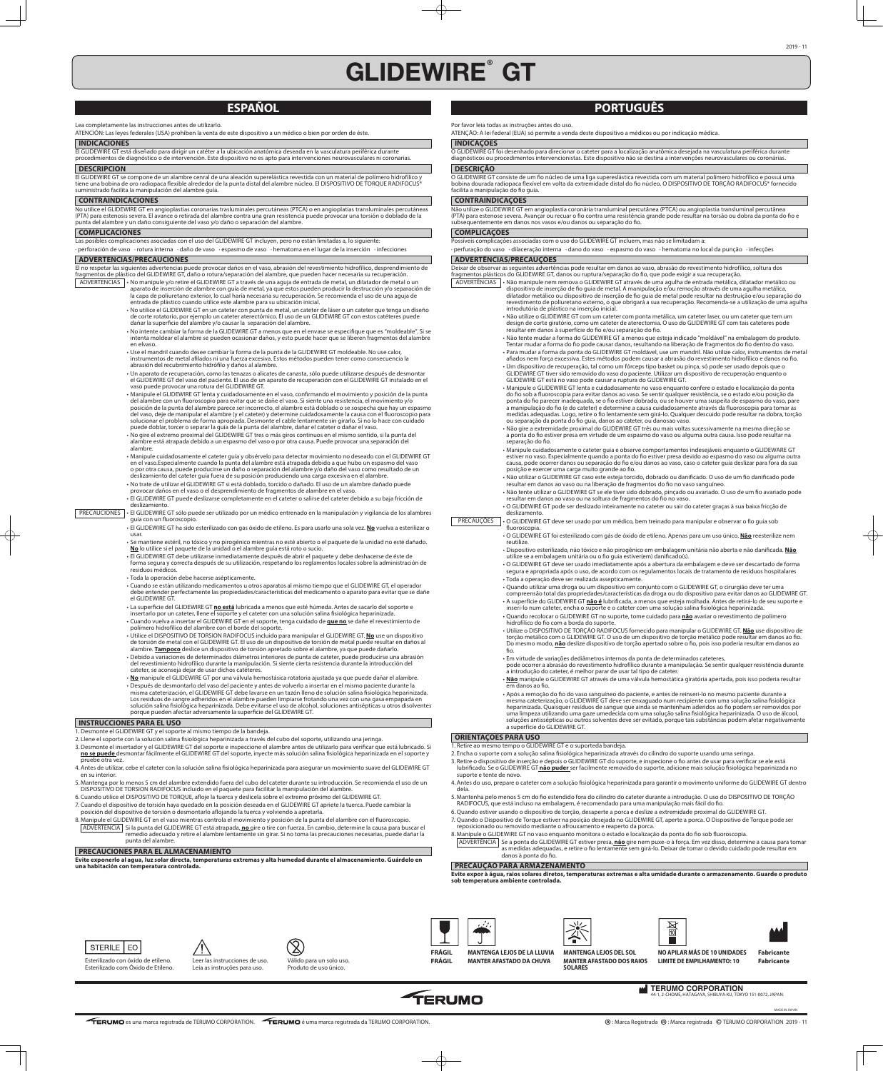# GLIDEWIRE® GT

## ESPAÑOL

Lea completamente las instrucciones antes de utilizarlo.

ATENCIÓN: Las leyes federales (USA) prohíben la venta de este dispositivo a un médico o bien por orden de éste.

### INDICACIONES

El GLIDEWIRE GT está diseñado para dirigir un catéter a la ubicación anatómica deseada en la vasculatura periférica durante procedimientos de diagnóstico o de intervención. Este dispositivo no es apto para intervenciones neurovasculares ni coronarias.

### DESCRIPCION

El GLIDEWIRE GT se compone de un alambre cenral de una aleación superelástica revestida con un material de polímero hidrófilico y tiene una bobina de oro radiopaca flexible alrededor de la punta distal del alambre núcleo. El DISPOSITIVO DE TORQUE RADIFOCUS® suministrado facilita la manipulación del alambre guía.

### CONTRAINDICACIONES

No utilice el GLIDEWIRE GT en angioplastias coronarias trasluminales percutáneas (PTCA) o en angioplastias trasluminales percutáneas (PTA) para estenosis severa. El avance o retirada del alambre contra una gran resistencia puede provocar una torsión o doblado de la punta del alambre y un daño consiguiente del vaso y/o daño o separación del alambre.

### COMPLICACIONES

Las posibles complicaciones asociadas con el uso del GLIDEWIRE GT incluyen, pero no están limitadas a, lo siguiente:

· perforación de vaso · rotura interna · daño de vaso · espasmo de vaso · hematoma en el lugar de la inserción · infecciones

### ADVERTENCIAS/PRECAUCIONES

El no respetar las siguientes advertencias puede provocar daños en el vaso, abrasión del revestimiento hidrófilico, desprendimiento de fragmentos de plástico del GLIDEWIRE GT, daño o rotura/separación del alambre, que pueden hacer necesaria su recuperación.

**ADVERTENCIAS**

- No manipule y/o retire el GLIDEWIRE GT a través de una aguja de entrada de metal, un dilatador de metal o un aparato de inserción de alambre con guía de metal, ya que estos pueden producir la destrucción y/o separación de la capa de poliuretano exterior, lo cual haría necesaria su recuperación. Se recomienda el uso de una aguja de entrada de plástico cuando utilice este alambre para su ubicación inicial.
- No utilice el GLIDEWIRE GT en un cateter con punta de metal, un cateter de láser o un cateter que tenga un diseño de corte rotatorio, por ejemplo un cateter aterectómico. El uso de un GLIDEWIRE GT con estos catéteres puede dañar la superficie del alambre y/o causar la separación del alambre.
- No intente cambiar la forma de la GLIDEWIRE GT a menos que en el envase se especifique que es "moldeable". Si se intenta moldear el alambre se pueden ocasionar daños, y esto puede hacer que se liberen fragmentos del alambre en elvaso.
- Use el mandril cuando desee cambiar la forma de la punta de la GLIDEWIRE GT moldeable. No use calor, instrumentos de metal afilados ni una fuerza excesiva. Estos métodos pueden tener como consecuencia la abrasión del recubrimiento hidrófilo y daños al alambre.
- Un aparato de recuperación, como las tenazas o alicates de canasta, sólo puede utilizarse después de desmontar el GLIDEWIRE GT del vaso del paciente. El uso de un aparato de recuperación con el GLIDEWIRE GT instalado en el vaso puede provocar una rotura del GLIDEWIRE GT.
- Manipule el GLIDEWIRE GT lenta y cuidadosamente en el vaso, confirmando el movimiento y posición de la punta del alambre con un fluoroscopio para evitar que se dañe el vaso. Si siente una resistencia, el movimiento y/o posición de la punta del alambre parece ser incorrecto, el alambre está doblado o se sospecha que hay un espasmo del vaso, deje de manipular el alambre (y el cateter) y determine cuidadosamente la causa con el fluoroscopio para solucionar el problema de forma apropiada. Desmonte el cable lentamente sin girarlo. Si no lo hace con cuidado puede doblar, torcer o separar la guía de la punta del alambre, dañar el cateter o dañar el vaso.
- No gire el extremo proximal del GLIDEWIRE GT tres o más giros continuos en el mismo sentido, si la punta del alambre está atrapada debido a un espasmo del vaso o por otra causa. Puede provocar una separación del alambre.
- Manipule cuidadosamente el cateter guía y obsérvelo para detectar movimiento no deseado con el GLIDEWIRE GT en el vaso.Especialmente cuando la punta del alambre está atrapada debido a que hubo un espasmo del vaso o por otra causa, puede producirse un daño o separación del alambre y/o daño del vaso como resultado de un deslizamiento del cateter guía fuera de su posición produciendo una carga excesiva en el alambre.
- No trate de utilizar el GLIDEWIRE GT si está doblado, torcido o dañado. El uso de un alambre dañado puede provocar daños en el vaso o el desprendimiento de fragmentos de alambre en el vaso.
- El GLIDEWIRE GT puede deslizarse completamente en el cateter o salirse del cateter debido a su baja fricción de deslizamiento.

**PRECAUCIONES**

- El GLIDEWIRE GT sólo puede ser utilizado por un médico entrenado en la manipulación y vigilancia de los aparatos guía con un fluoroscopio.
- El GLIDEWIRE GT ha sido esterilizado con gas óxido de etileno. Es para usarlo una sola vez. **No** vuelva a esterilizar o usar.
- Se mantiene estéril, no tóxico y no pirogénico mientras no esté abierto o el paquete de la unidad no esté dañado. **No** lo utilice si el paquete de la unidad o el alambre guía está roto o sucio.
- El GLIDEWIRE GT debe utilizarse inmediatamente después de abrir el paquete y debe deshacerse de éste de forma segura y correcta después de su utilización, respetando los reglamentos locales sobre la administración de residuos médicos.
- Toda la operación debe hacerse asépticamente.
- Cuando se están utilizando medicamentos u otros aparatos al mismo tiempo que el GLIDEWIRE GT, el operador debe entender perfectamente las propiedades/características del medicamento o aparato para evitar que se dañe el GLIDEWIRE GT.
- La superficie del GLIDEWIRE GT **no está** lubricada a menos que esté húmeda. Antes de sacarlo del soporte e insertarlo por un cateter, llene el soporte y el cateter con una solución salina fisiológica heparinizada.
- Cuando vuelva a insertar el GLIDEWIRE GT en el soporte, tenga cuidado de **que no** se dañe el revestimiento de polímero hidrofílico del alambre con el borde del soporte.
- Utilice el DISPOSITIVO DE TORSION RADIFOCUS incluido para manipular el GLIDEWIRE GT. **No** use un dispositivo de torsión de metal con el GLIDEWIRE GT. El uso de un dispositivo de torsión de metal puede resultar en daños al alambre. **Tampoco** deslice un dispositivo de torsión apretado sobre el alambre, ya que puede dañarlo.
- Debido a variaciones de determinados diámetros interiores de punta de cateter, puede producirse una abrasión del revestimiento hidrófilico durante la manipulación. Si siente cierta resistencia durante la introducción del cateter, se aconseja dejar de usar dichos catéteres.
- **No** manipule el GLIDEWIRE GT por una válvula hemostásica rotatoria ajustada ya que puede dañar el alambre.
- Después de desmontarlo del vaso del paciente y antes de volverlo a insertar en el mismo paciente durante la misma cateterización, el GLIDEWIRE GT debe lavarse en un tazón lleno de solución salina fisiológica heparinizada. Los residuos de sangre adheridos en el alambre pueden limpiarse frotando una vez con una gasa empapada en solución salina fisiológica heparinizada. Debe evitarse el uso de alcohol, soluciones antisépticas u otros disolventes porque pueden afectar adversamente la superficie del GLIDEWIRE GT.

### INSTRUCCIONES PARA EL USO

1. Desmonte el GLIDEWIRE GT y el soporte al mismo tiempo de la bandeja.
2. Llene el soporte con la solución salina fisiológica heparinizada a través del cubo del soporte, utilizando una jeringa.
3. Desmonte el insertador y el GLIDEWIRE GT del soporte e inspeccione el alambre antes de utilizarlo para verificar que está lubricado. Si **no se puede** desmontar fácilmente el GLIDEWIRE GT del soporte, inyecte más solución salina fisiológica heparinizada en el soporte y pruebe otra vez.
4. Antes de utilizar, cebe el cateter con la solución salina fisiológica heparinizada para asegurar un movimiento suave del GLIDEWIRE GT en su interior.
5. Mantenga por lo menos 5 cm del alambre extendido fuera del cubo del cateter durante su introducción. Se recomienda el uso de un DISPOSITIVO DE TORSION RADIFOCUS incluido en el paquete para facilitar la manipulación del alambre.
6. Cuando utilice el DISPOSITIVO DE TORQUE, afloje la tuerca y deslícela sobre el extremo próximo del GLIDEWIRE GT.
7. Cuando el dispositivo de torsión haya quedado en la posición deseada en el GLIDEWIRE GT apriete la tuerca. Puede cambiar la posición del dispositivo de torsión o desmontarlo aflojando la tuerca y volviendo a apretarla.
8. Manipule el GLIDEWIRE GT en el vaso mientras controla el movimiento y posición de la punta del alambre con el fluoroscopio.

**ADVERTENCIA** Si la punta del GLIDEWIRE GT está atrapada, **no** gire o tire con fuerza. En cambio, determine la causa para buscar el remedio adecuado y retire el alambre lentamente sin girar. Si no toma las precauciones necesarias, puede dañar la punta del alambre.

### PRECAUCIONES PARA EL ALMACENAMIENTO

**Evite exponerlo al agua, luz solar directa, temperaturas extremas y alta humedad durante el almacenamiento. Guárdelo en una habitación con temperatura controlada.**

## PORTUGUÊS

Por favor leia todas as instruções antes do uso.

ATENÇÃO: A lei federal (EUA) só permite a venda deste dispositivo a médicos ou por indicação médica.

### INDICAÇÕES

O GLIDEWIRE GT foi desenhado para direcionar o cateter para a localização anatómica desejada na vasculatura periférica durante diagnósticos ou procedimentos intervencionistas. Este dispositivo não se destina a intervenções neurovasculares ou coronárias.

### DESCRIÇÃO

O GLIDEWIRE GT consiste de um fio núcleo de uma liga superelástica revestida com um material polímero hidrofílico e possui uma bobina dourada radiopaca flexível em volta da extremidade distal do fio núcleo. O DISPOSITIVO DE TORÇÃO RADIFOCUS® fornecido facilita a manipulação do fio guia.

### CONTRAINDICAÇÕES

Não utilize o GLIDEWIRE GT em angioplastia coronária transluminal percutânea (PTCA) ou angioplastia transluminal percutânea (PTA) para estenose severa. Avançar ou recuar o fio contra uma resistência grande pode resultar na torsão ou dobra da ponta do fio e subsequentemente em danos nos vasos e/ou danos ou separação do fio.

### COMPLICAÇÕES

Possíveis complicações associadas com o uso do GLIDEWIRE GT incluem, mas não se limitadam a:

· perfuração do vaso · dilaceração interna · dano do vaso · espasmo do vaso · hematoma no local da punção · infecções

### ADVERTÊNCIAS/PRECAUÇÕES

Deixar de observar as seguintes advertências pode resultar em danos ao vaso, abrasão do revestimento hidrofílico, soltura dos fragmentos plásticos do GLIDEWIRE GT, danos ou ruptura/separação do fio, que pode exigir a sua recuperação.

**ADVERTÊNCIAS**

- Não manipule nem remova o GLIDEWIRE GT através de uma agulha de entrada metálica, dilatador metálico ou dispositivo de inserção de fio guia de metal. A manipulação e/ou remoção através de uma agulha metálica, dilatador metálico ou dispositivo de inserção de fio guia de metal pode resultar na destruição e/ou separação do revestimento de poliuretano externo, o que obrigará a sua recuperação. Recomenda-se a utilização de uma agulha introdutória de plástico na inserção inicial.
- Não utilize o GLIDEWIRE GT com um cateter com ponta metálica, um cateter laser, ou um cateter que tem um design de corte giratório, como um cateter de aterectomia. O uso do GLIDEWIRE GT com tais cateteres pode resultar em danos à superfície do fio e/ou separação do fio.
- Não tente mudar a forma do GLIDEWIRE GT a menos que esteja indicado "moldável" na embalagem do produto. Tentar mudar a forma do fio pode causar danos, resultando na liberação de fragmentos do fio dentro do vaso.
- Para mudar a forma da ponta do GLIDEWIRE GT moldável, use um mandril. Não utilize calor, instrumentos de metal afiados nem força excessiva. Estes métodos podem causar a abrasão do revestimento hidrofílico e danos no fio.
- Um dispositivo de recuperação, tal como um fórceps tipo basket ou pinça, só pode ser usado depois que o GLIDEWIRE GT tiver sido removido do vaso do paciente. Utilizar um dispositivo de recuperação enquanto o GLIDEWIRE GT está no vaso pode causar a ruptura do GLIDEWIRE GT.
- Manipule o GLIDEWIRE GT lenta e cuidadosamente no vaso enquanto confere o estado e localização da ponta do fio sob a fluoroscopia para evitar danos ao vaso. Se sentir qualquer resistência, se o estado e/ou posição da ponta do fio parecer inadequada, se o fio estiver dobrado, ou se houver uma suspeita de espasmo do vaso, pare a manipulação do fio (e do cateter) e determine a causa cuidadosamente através da fluoroscopia para tomar as medidas adequadas. Logo, retire o fio lentamente sem girá-lo. Qualquer descuido pode resultar na dobra, torção ou separação da ponta do fio guia, danos ao cateter, ou danosao vaso.
- Não gire a extremidade proximal do GLIDEWIRE GT três ou mais voltas sucessivamente na mesma direção se a ponta do fio estiver presa em virtude de um espasmo do vaso ou alguma outra causa. Isso pode resultar na separação do fio.
- Manipule cuidadosamente o cateter guia e observe comportamentos indesejáveis enquanto o GLIDEWARE GT estiver no vaso. Especialmente quando a ponta do fio estiver presa devido ao espasmo do vaso ou alguma outra causa, pode ocorrer danos ou separação do fio e/ou danos ao vaso, caso o cateter guia deslizar para fora da sua posição e exercer uma carga muito grande ao fio.
- Não utilizar o GLIDEWIRE GT caso este esteja torcido, dobrado ou danificado. O uso de um fio danificado pode resultar em danos ao vaso ou na liberação de fragmentos do fio no vaso sanguíneo.
- Não tente utilizar o GLIDEWIRE GT se ele tiver sido dobrado, pinçado ou avariado. O uso de um fio avariado pode resultar em danos ao vaso ou na soltura de fragmentos do fio no vaso.
- O GLIDEWIRE GT pode ser deslizado inteiramente no cateter ou sair do cateter graças à sua baixa fricção de deslizamento.

**PRECAUÇÕES**

- O GLIDEWIRE GT deve ser usado por um médico, bem treinado para manipular e observar o fio guia sob fluoroscopia.
- O GLIDEWIRE GT foi esterilizado com gás de óxido de etileno. Apenas para um uso único. **Não** reesterilize nem reutilize.
- Dispositivo esterilizado, não tóxico e não pirogênico em embalagem unitária não aberta e não danificada. **Não** utilize se a embalagem unitária ou o fio guia estiver(em) danificado(s).
- O GLIDEWIRE GT deve ser usado imediatamente após a abertura da embalagem e deve ser descartado de forma segura e apropriada após o uso, de acordo com os regulamentos locais de tratamento de resíduos hospitalares
- Toda a operação deve ser realizada assepticamente.
- Quando utilizar uma droga ou um dispositivo em conjunto com o GLIDEWIRE GT, o cirurgião deve ter uma compreensão total das propriedades/características da droga ou do dispositivo para evitar danos ao GLIDEWIRE GT.
- A superfície do GLIDEWIRE GT **não é** lubrificada, a menos que esteja molhada. Antes de retirá-lo de seu suporte e inseri-lo num cateter, encha o suporte e o cateter com uma solução salina fisiológica heparinizada.
- Quando recolocar o GLIDEWIRE GT no suporte, tome cuidado para **não** avariar o revestimento de polímero hidrofílico do fio com a borda do suporte.
- Utilize o DISPOSITIVO DE TORÇÃO RADIFOCUS fornecido para manipular o GLIDEWIRE GT. **Não** use dispositivo de torção metálico com o GLIDEWIRE GT. O uso de um dispositivo de torção metálico pode resultar em danos ao fio. Do mesmo modo, **não** deslize dispositivo de torção apertado sobre o fio, pois isso poderia resultar em danos ao fio.
- Em virtude de variações dediâmetros internos da ponta de determinados cateteres, pode ocorrer a abrasão do revestimento hidrofílico durante a manipulação. Se sentir qualquer resistência durante a introdução do cateter, é melhor parar de usar tal tipo de cateter.
- **Não** manipule o GLIDEWIRE GT através de uma válvula hemostática giratória apertada, pois isso poderia resultar em danos ao fio.
- Após a remoção do fio do vaso sanguíneo do paciente, e antes de reinseri-lo no mesmo paciente durante a mesma cateterização, o GLIDEWIRE GT deve ser enxaguado num recipiente com uma solução salina fisiológica heparinizada. Quaisquer resíduos de sangue que ainda se mantenham aderidos ao fio podem ser removidos por uma limpeza utilizando uma gaze umedecida com uma solução salina fisiológica heparinizada. O uso de álcool, soluções antissépticas ou outros solventes deve ser evitado, porque tais substâncias podem afetar negativamente a superfície do GLIDEWIRE GT.

### ORIENTAÇÕES PARA USO

1. Retire ao mesmo tempo o GLIDEWIRE GT e o suporteda bandeja.
2. Encha o suporte com a solução salina fisiológica heparinizada através do cilindro do suporte usando uma seringa.
3. Retire o dispositivo de inserção e depois o GLIDEWIRE GT do suporte, e inspecione o fio antes de usar para verificar se ele está lubrificado. Se o GLIDEWIRE GT **não puder** ser facilmente removido do suporte, adicione mais solução fisiológica heparinizada no suporte e tente de novo.
4. Antes do uso, prepare o cateter com a solução fisiológica heparinizada para garantir o movimento uniforme do GLIDEWIRE GT dentro dela.
5. Mantenha pelo menos 5 cm do fio estendido fora do cilindro do cateter durante a introdução. O uso do DISPOSITIVO DE TORÇÃO RADIFOCUS, que está incluso na embalagem, é recomendado para uma manipulação mais fácil do fio.
6. Quando estiver usando o dispositivo de torção, desaperte a porca e deslize a extremidade proximal do GLIDEWIRE GT.
7. Quando o Dispositivo de Torque estiver na posição desejada no GLIDEWIRE GT, aperte a porca. O Dispositivo de Torque pode ser reposicionado ou removido mediante o afrouxamento e reaperto da porca.
8. Manipule o GLIDEWIRE GT no vaso enquanto monitora o estado e localização da ponta do fio sob fluoroscopia.

**ADVERTÊNCIA** Se a ponta do GLIDEWIRE GT estiver presa, **não** gire nem puxe-o à força. Em vez disso, determine a causa para tomar as medidas adequadas, e retire o fio lentamente sem girá-lo. Deixar de tomar o devido cuidado pode resultar em danos à ponta do fio.

### PRECAUÇÃO PARA ARMAZENAMENTO

**Evite expor à água, raios solares diretos, temperaturas extremas e alta umidade durante o armazenamento. Guarde o produto sob temperatura ambiente controlada.**

STERILE EO
Esterilizado con óxido de etileno.
Esterilizado com Óxido de Etileno.

Leer las instrucciones de uso.
Leia as instruções para uso.

Válido para un solo uso.
Produto de uso único.

**FRÁGIL**
**FRÁGIL**

**MANTENGA LEJOS DE LA LLUVIA**
**MANTER AFASTADO DA CHUVA**

**MANTENGA LEJOS DEL SOL**
**MANTER AFASTADO DOS RAIOS SOLARES**

**NO APILAR MÁS DE 10 UNIDADES**
**LIMITE DE EMPILHAMENTO: 10**

**Fabricante**
**Fabricante**

TERUMO

**TERUMO CORPORATION**
44-1, 2-CHOME, HATAGAYA, SHIBUYA-KU, TOKYO 151-0072, JAPAN.

MADE IN JAPAN

TERUMO es una marca registrada de TERUMO CORPORATION. TERUMO é uma marca registrada da TERUMO CORPORATION.

®: Marca Registrada ®: Marca registrada © TERUMO CORPORATION 2019 - 11